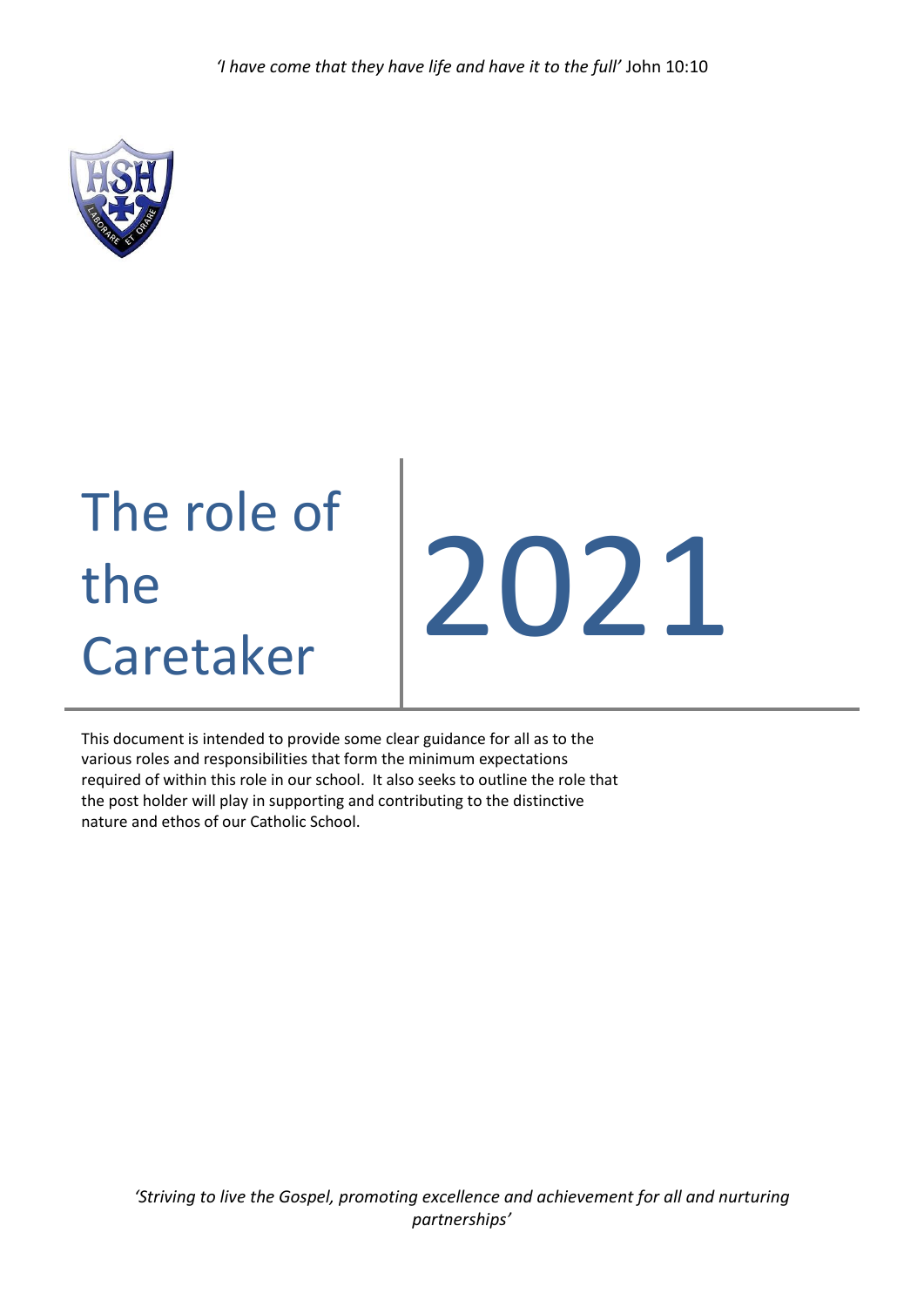*'I have come that they have life and have it to the full'* John 10:10

# The role of the Caretaker

# 2021

This document is intended to provide some clear guidance for all as to the various roles and responsibilities that form the minimum expectations required of within this role in our school. It also seeks to outline the role that the post holder will play in supporting and contributing to the distinctive nature and ethos of our Catholic School.

*'Striving to live the Gospel, promoting excellence and achievement for all and nurturing partnerships'*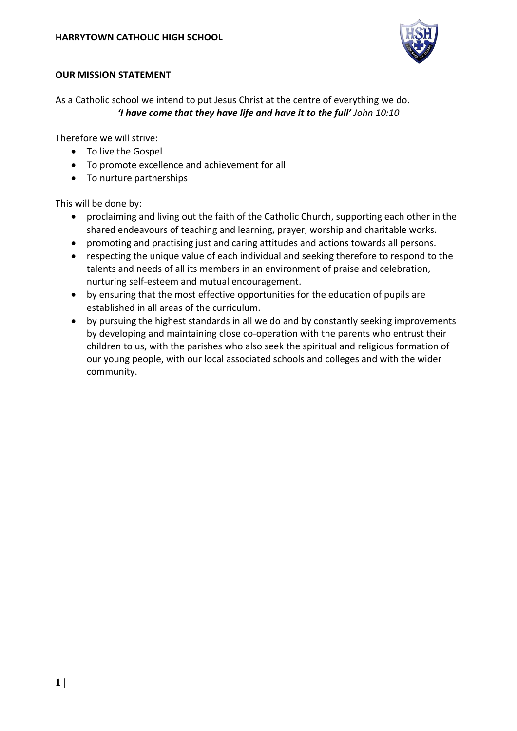**HARRYTOWN CATHOLIC HIGH SCHOOL**

## OUR MISSION STATEMENT

As a Catholic school we intend to put Jesus Christ at the centre of everything we do.
***'I have come that they have life and have it to the full'*** *John 10:10*

Therefore we will strive:

- To live the Gospel
- To promote excellence and achievement for all
- To nurture partnerships

This will be done by:

- proclaiming and living out the faith of the Catholic Church, supporting each other in the shared endeavours of teaching and learning, prayer, worship and charitable works.
- promoting and practising just and caring attitudes and actions towards all persons.
- respecting the unique value of each individual and seeking therefore to respond to the talents and needs of all its members in an environment of praise and celebration, nurturing self-esteem and mutual encouragement.
- by ensuring that the most effective opportunities for the education of pupils are established in all areas of the curriculum.
- by pursuing the highest standards in all we do and by constantly seeking improvements by developing and maintaining close co-operation with the parents who entrust their children to us, with the parishes who also seek the spiritual and religious formation of our young people, with our local associated schools and colleges and with the wider community.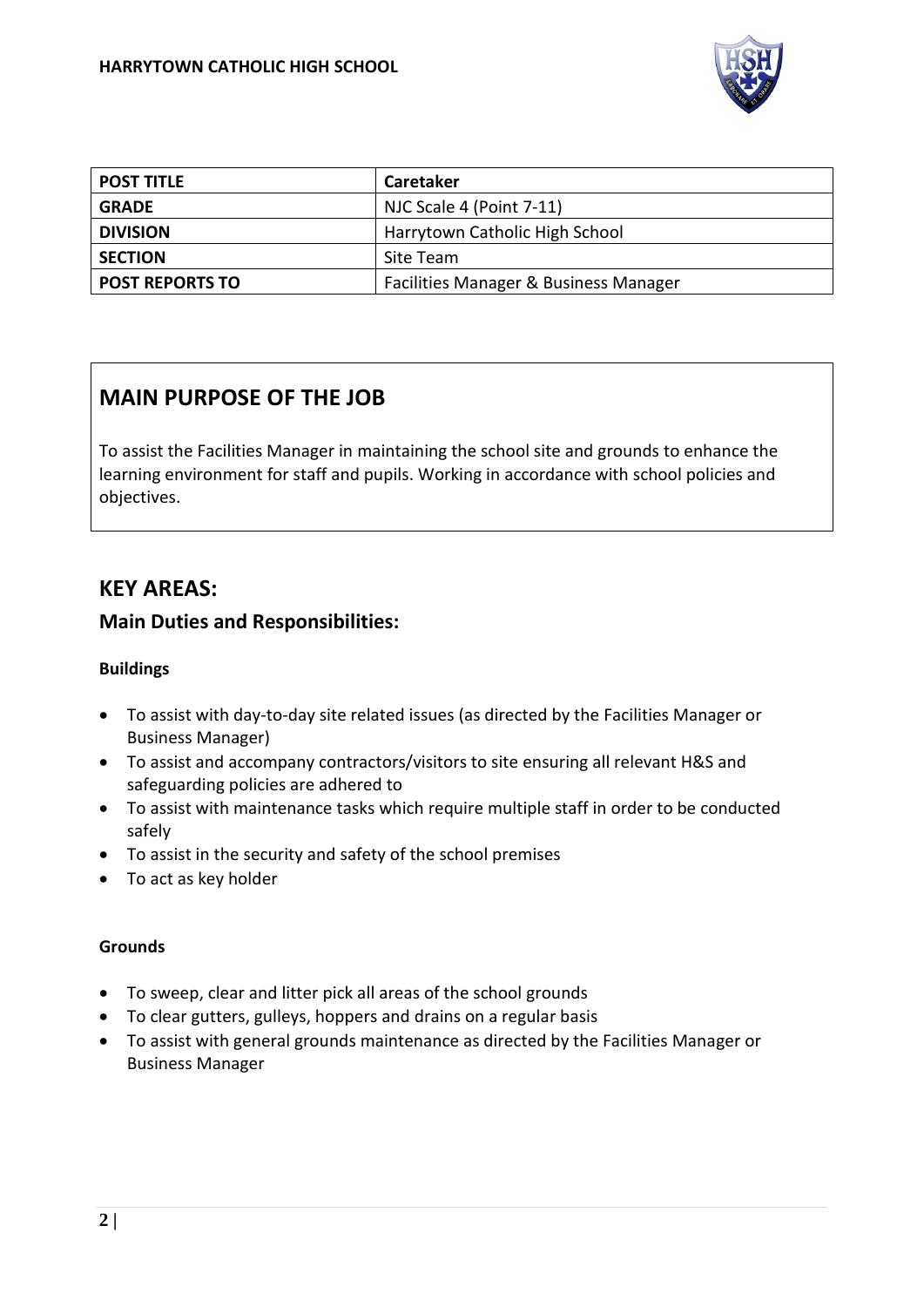| POST TITLE | Caretaker |
| --- | --- |
| GRADE | NJC Scale 4 (Point 7-11) |
| DIVISION | Harrytown Catholic High School |
| SECTION | Site Team |
| POST REPORTS TO | Facilities Manager & Business Manager |

## MAIN PURPOSE OF THE JOB

To assist the Facilities Manager in maintaining the school site and grounds to enhance the learning environment for staff and pupils. Working in accordance with school policies and objectives.

## KEY AREAS:

### Main Duties and Responsibilities:

**Buildings**

- To assist with day-to-day site related issues (as directed by the Facilities Manager or Business Manager)
- To assist and accompany contractors/visitors to site ensuring all relevant H&S and safeguarding policies are adhered to
- To assist with maintenance tasks which require multiple staff in order to be conducted safely
- To assist in the security and safety of the school premises
- To act as key holder

**Grounds**

- To sweep, clear and litter pick all areas of the school grounds
- To clear gutters, gulleys, hoppers and drains on a regular basis
- To assist with general grounds maintenance as directed by the Facilities Manager or Business Manager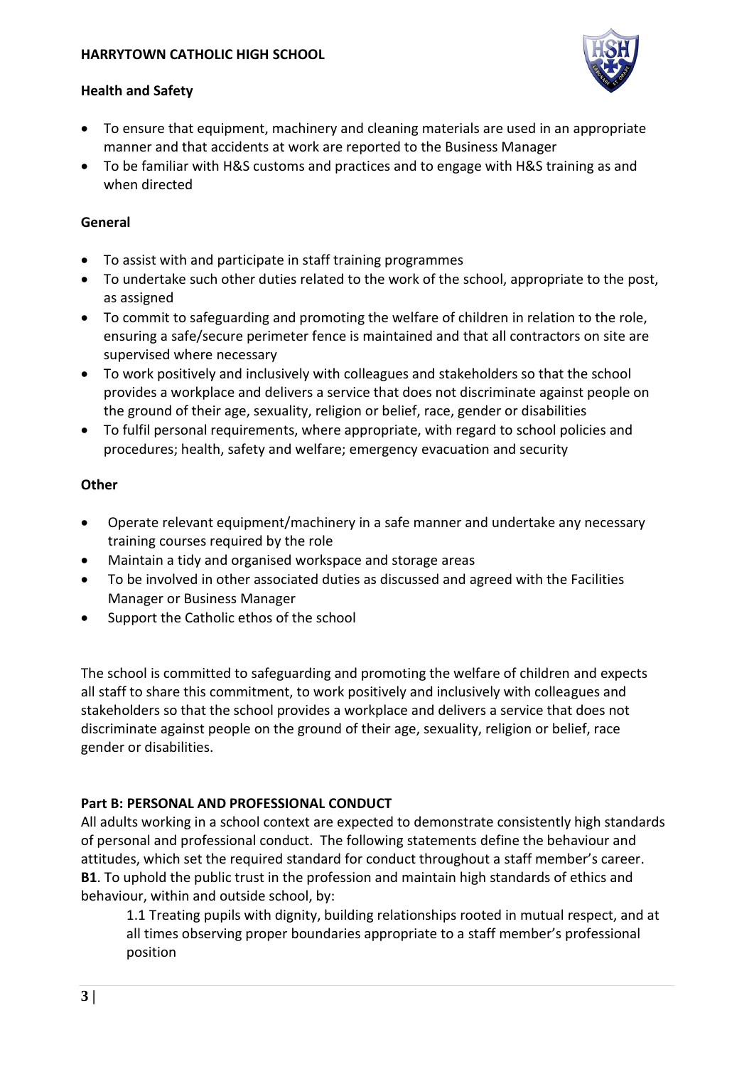**Health and Safety**

- To ensure that equipment, machinery and cleaning materials are used in an appropriate manner and that accidents at work are reported to the Business Manager
- To be familiar with H&S customs and practices and to engage with H&S training as and when directed

**General**

- To assist with and participate in staff training programmes
- To undertake such other duties related to the work of the school, appropriate to the post, as assigned
- To commit to safeguarding and promoting the welfare of children in relation to the role, ensuring a safe/secure perimeter fence is maintained and that all contractors on site are supervised where necessary
- To work positively and inclusively with colleagues and stakeholders so that the school provides a workplace and delivers a service that does not discriminate against people on the ground of their age, sexuality, religion or belief, race, gender or disabilities
- To fulfil personal requirements, where appropriate, with regard to school policies and procedures; health, safety and welfare; emergency evacuation and security

**Other**

- Operate relevant equipment/machinery in a safe manner and undertake any necessary training courses required by the role
- Maintain a tidy and organised workspace and storage areas
- To be involved in other associated duties as discussed and agreed with the Facilities Manager or Business Manager
- Support the Catholic ethos of the school

The school is committed to safeguarding and promoting the welfare of children and expects all staff to share this commitment, to work positively and inclusively with colleagues and stakeholders so that the school provides a workplace and delivers a service that does not discriminate against people on the ground of their age, sexuality, religion or belief, race gender or disabilities.

**Part B: PERSONAL AND PROFESSIONAL CONDUCT**

All adults working in a school context are expected to demonstrate consistently high standards of personal and professional conduct. The following statements define the behaviour and attitudes, which set the required standard for conduct throughout a staff member's career.

**B1**. To uphold the public trust in the profession and maintain high standards of ethics and behaviour, within and outside school, by:

1.1 Treating pupils with dignity, building relationships rooted in mutual respect, and at all times observing proper boundaries appropriate to a staff member's professional position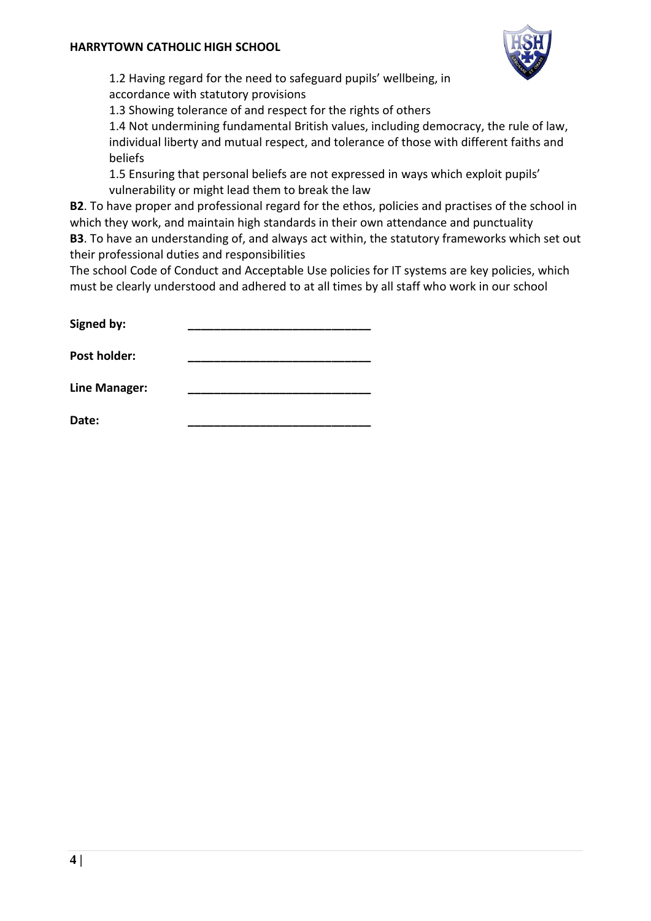1.2 Having regard for the need to safeguard pupils' wellbeing, in accordance with statutory provisions

1.3 Showing tolerance of and respect for the rights of others

1.4 Not undermining fundamental British values, including democracy, the rule of law, individual liberty and mutual respect, and tolerance of those with different faiths and beliefs

1.5 Ensuring that personal beliefs are not expressed in ways which exploit pupils' vulnerability or might lead them to break the law

**B2**. To have proper and professional regard for the ethos, policies and practises of the school in which they work, and maintain high standards in their own attendance and punctuality

**B3**. To have an understanding of, and always act within, the statutory frameworks which set out their professional duties and responsibilities

The school Code of Conduct and Acceptable Use policies for IT systems are key policies, which must be clearly understood and adhered to at all times by all staff who work in our school

**Signed by:** ____________________________

**Post holder:** ____________________________

**Line Manager:** ____________________________

**Date:** ____________________________